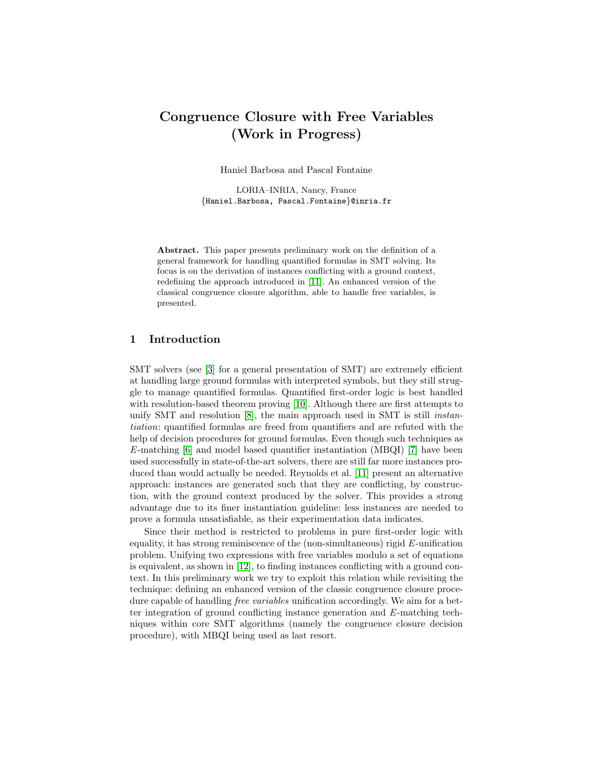# Congruence Closure with Free Variables (Work in Progress)

Haniel Barbosa and Pascal Fontaine

LORIA–INRIA, Nancy, France
{Haniel.Barbosa, Pascal.Fontaine}@inria.fr

**Abstract.** This paper presents preliminary work on the definition of a general framework for handling quantified formulas in SMT solving. Its focus is on the derivation of instances conflicting with a ground context, redefining the approach introduced in [11]. An enhanced version of the classical congruence closure algorithm, able to handle free variables, is presented.

## 1 Introduction

SMT solvers (see [3] for a general presentation of SMT) are extremely efficient at handling large ground formulas with interpreted symbols, but they still struggle to manage quantified formulas. Quantified first-order logic is best handled with resolution-based theorem proving [10]. Although there are first attempts to unify SMT and resolution [8], the main approach used in SMT is still *instantiation*: quantified formulas are freed from quantifiers and are refuted with the help of decision procedures for ground formulas. Even though such techniques as $E$-matching [6] and model based quantifier instantiation (MBQI) [7] have been used successfully in state-of-the-art solvers, there are still far more instances produced than would actually be needed. Reynolds et al. [11] present an alternative approach: instances are generated such that they are conflicting, by construction, with the ground context produced by the solver. This provides a strong advantage due to its finer instantiation guideline: less instances are needed to prove a formula unsatisfiable, as their experimentation data indicates.

Since their method is restricted to problems in pure first-order logic with equality, it has strong reminiscence of the (non-simultaneous) rigid $E$-unification problem. Unifying two expressions with free variables modulo a set of equations is equivalent, as shown in [12], to finding instances conflicting with a ground context. In this preliminary work we try to exploit this relation while revisiting the technique: defining an enhanced version of the classic congruence closure procedure capable of handling *free variables* unification accordingly. We aim for a better integration of ground conflicting instance generation and $E$-matching techniques within core SMT algorithms (namely the congruence closure decision procedure), with MBQI being used as last resort.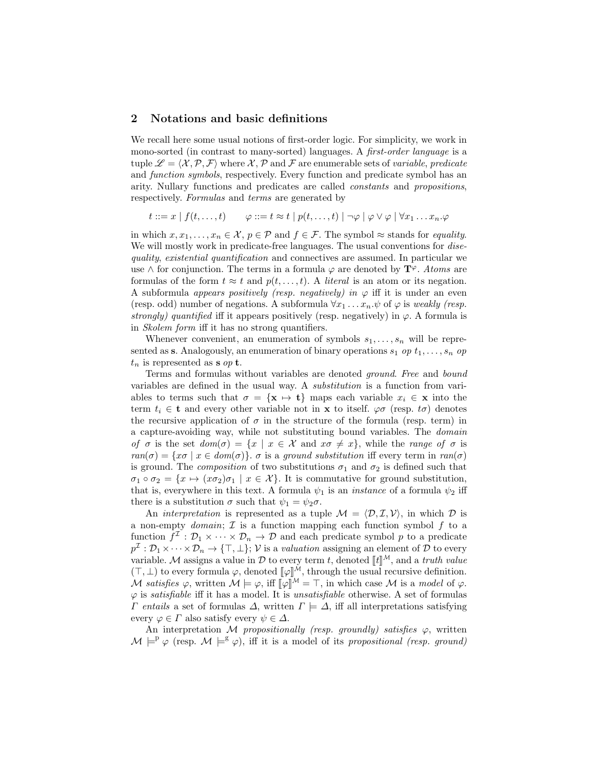## 2 Notations and basic definitions

We recall here some usual notions of first-order logic. For simplicity, we work in mono-sorted (in contrast to many-sorted) languages. A *first-order language* is a tuple $\mathscr{L} = \langle \mathcal{X}, \mathcal{P}, \mathcal{F} \rangle$ where $\mathcal{X}$, $\mathcal{P}$ and $\mathcal{F}$ are enumerable sets of *variable*, *predicate* and *function symbols*, respectively. Every function and predicate symbol has an arity. Nullary functions and predicates are called *constants* and *propositions*, respectively. *Formulas* and *terms* are generated by

$$t ::= x \mid f(t, \ldots, t) \qquad \varphi ::= t \approx t \mid p(t, \ldots, t) \mid \neg\varphi \mid \varphi \vee \varphi \mid \forall x_1 \ldots x_n.\varphi$$

in which $x, x_1, \ldots, x_n \in \mathcal{X}$, $p \in \mathcal{P}$ and $f \in \mathcal{F}$. The symbol $\approx$ stands for *equality*. We will mostly work in predicate-free languages. The usual conventions for *disequality*, *existential quantification* and connectives are assumed. In particular we use $\wedge$ for conjunction. The terms in a formula $\varphi$ are denoted by $\mathbf{T}^{\varphi}$. *Atoms* are formulas of the form $t \approx t$ and $p(t, \ldots, t)$. A *literal* is an atom or its negation. A subformula *appears positively (resp. negatively) in* $\varphi$ iff it is under an even (resp. odd) number of negations. A subformula $\forall x_1 \ldots x_n.\psi$ of $\varphi$ is *weakly (resp. strongly) quantified* iff it appears positively (resp. negatively) in $\varphi$. A formula is in *Skolem form* iff it has no strong quantifiers.

Whenever convenient, an enumeration of symbols $s_1, \ldots, s_n$ will be represented as $\mathbf{s}$. Analogously, an enumeration of binary operations $s_1$ *op* $t_1, \ldots, s_n$ *op* $t_n$ is represented as $\mathbf{s}$ *op* $\mathbf{t}$.

Terms and formulas without variables are denoted *ground*. *Free* and *bound* variables are defined in the usual way. A *substitution* is a function from variables to terms such that $\sigma = \{\mathbf{x} \mapsto \mathbf{t}\}$ maps each variable $x_i \in \mathbf{x}$ into the term $t_i \in \mathbf{t}$ and every other variable not in $\mathbf{x}$ to itself. $\varphi\sigma$ (resp. $t\sigma$) denotes the recursive application of $\sigma$ in the structure of the formula (resp. term) in a capture-avoiding way, while not substituting bound variables. The *domain of* $\sigma$ is the set $dom(\sigma) = \{x \mid x \in \mathcal{X} \text{ and } x\sigma \neq x\}$, while the *range of* $\sigma$ is $ran(\sigma) = \{x\sigma \mid x \in dom(\sigma)\}$. $\sigma$ is a *ground substitution* iff every term in $ran(\sigma)$ is ground. The *composition* of two substitutions $\sigma_1$ and $\sigma_2$ is defined such that $\sigma_1 \circ \sigma_2 = \{x \mapsto (x\sigma_2)\sigma_1 \mid x \in \mathcal{X}\}$. It is commutative for ground substitution, that is, everywhere in this text. A formula $\psi_1$ is an *instance* of a formula $\psi_2$ iff there is a substitution $\sigma$ such that $\psi_1 = \psi_2\sigma$.

An *interpretation* is represented as a tuple $\mathcal{M} = \langle \mathcal{D}, \mathcal{I}, \mathcal{V} \rangle$, in which $\mathcal{D}$ is a non-empty *domain*; $\mathcal{I}$ is a function mapping each function symbol $f$ to a function $f^{\mathcal{I}} : \mathcal{D}_1 \times \cdots \times \mathcal{D}_n \to \mathcal{D}$ and each predicate symbol $p$ to a predicate $p^{\mathcal{I}} : \mathcal{D}_1 \times \cdots \times \mathcal{D}_n \to \{\top, \bot\}$; $\mathcal{V}$ is a *valuation* assigning an element of $\mathcal{D}$ to every variable. $\mathcal{M}$ assigns a value in $\mathcal{D}$ to every term $t$, denoted $[\![t]\!]^{\mathcal{M}}$, and a *truth value* $(\top, \bot)$ to every formula $\varphi$, denoted $[\![\varphi]\!]^{\mathcal{M}}$, through the usual recursive definition. $\mathcal{M}$ *satisfies* $\varphi$, written $\mathcal{M} \models \varphi$, iff $[\![\varphi]\!]^{\mathcal{M}} = \top$, in which case $\mathcal{M}$ is a *model* of $\varphi$. $\varphi$ is *satisfiable* iff it has a model. It is *unsatisfiable* otherwise. A set of formulas $\Gamma$ *entails* a set of formulas $\Delta$, written $\Gamma \models \Delta$, iff all interpretations satisfying every $\varphi \in \Gamma$ also satisfy every $\psi \in \Delta$.

An interpretation $\mathcal{M}$ *propositionally (resp. groundly) satisfies* $\varphi$, written $\mathcal{M} \models^{\mathrm{p}} \varphi$ (resp. $\mathcal{M} \models^{\mathrm{g}} \varphi$), iff it is a model of its *propositional (resp. ground)*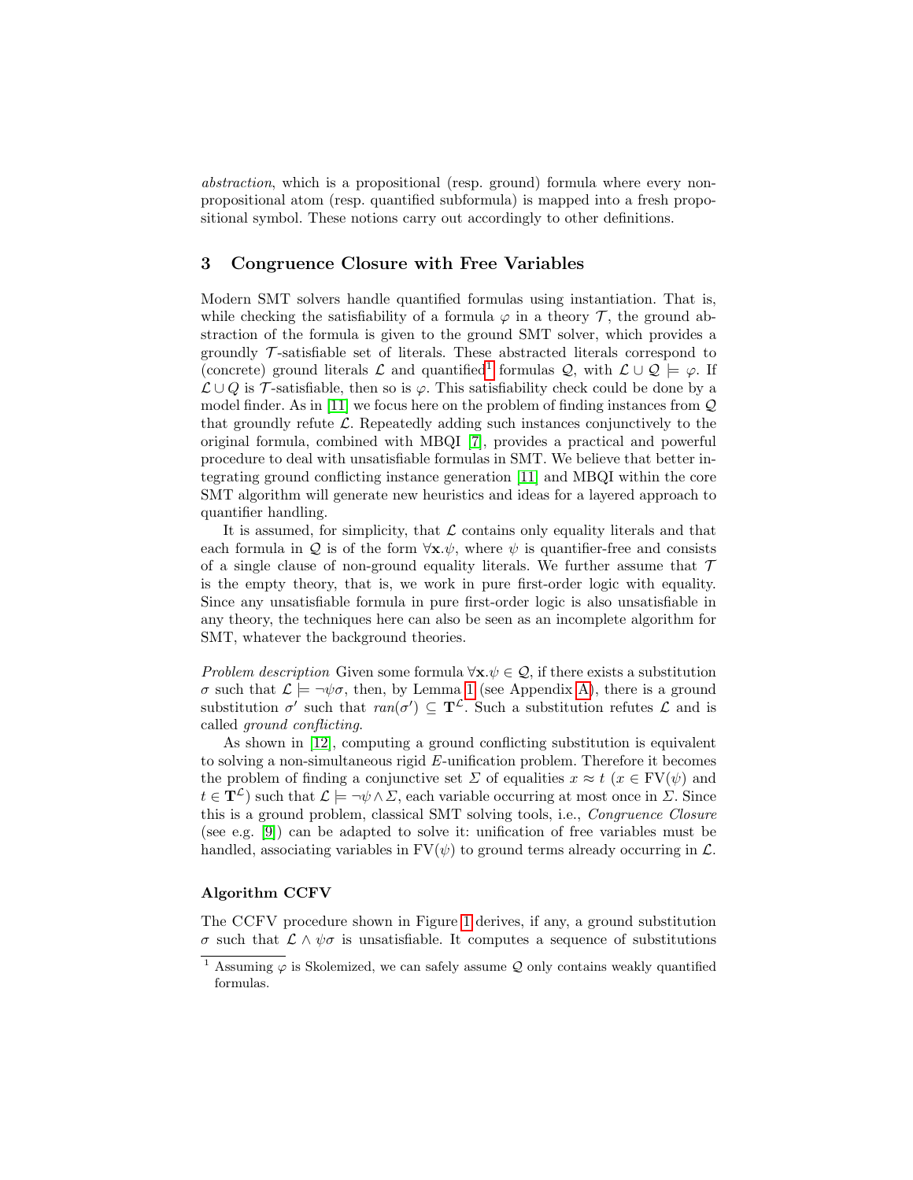*abstraction*, which is a propositional (resp. ground) formula where every non-propositional atom (resp. quantified subformula) is mapped into a fresh propositional symbol. These notions carry out accordingly to other definitions.

## 3 Congruence Closure with Free Variables

Modern SMT solvers handle quantified formulas using instantiation. That is, while checking the satisfiability of a formula $\varphi$ in a theory $\mathcal{T}$, the ground abstraction of the formula is given to the ground SMT solver, which provides a groundly $\mathcal{T}$-satisfiable set of literals. These abstracted literals correspond to (concrete) ground literals $\mathcal{L}$ and quantified[1] formulas $\mathcal{Q}$, with $\mathcal{L} \cup \mathcal{Q} \models \varphi$. If $\mathcal{L} \cup Q$ is $\mathcal{T}$-satisfiable, then so is $\varphi$. This satisfiability check could be done by a model finder. As in [11] we focus here on the problem of finding instances from $\mathcal{Q}$ that groundly refute $\mathcal{L}$. Repeatedly adding such instances conjunctively to the original formula, combined with MBQI [7], provides a practical and powerful procedure to deal with unsatisfiable formulas in SMT. We believe that better integrating ground conflicting instance generation [11] and MBQI within the core SMT algorithm will generate new heuristics and ideas for a layered approach to quantifier handling.

It is assumed, for simplicity, that $\mathcal{L}$ contains only equality literals and that each formula in $\mathcal{Q}$ is of the form $\forall \mathbf{x}.\psi$, where $\psi$ is quantifier-free and consists of a single clause of non-ground equality literals. We further assume that $\mathcal{T}$ is the empty theory, that is, we work in pure first-order logic with equality. Since any unsatisfiable formula in pure first-order logic is also unsatisfiable in any theory, the techniques here can also be seen as an incomplete algorithm for SMT, whatever the background theories.

*Problem description* Given some formula $\forall \mathbf{x}.\psi \in \mathcal{Q}$, if there exists a substitution $\sigma$ such that $\mathcal{L} \models \neg\psi\sigma$, then, by Lemma 1 (see Appendix A), there is a ground substitution $\sigma'$ such that $ran(\sigma') \subseteq \mathbf{T}^{\mathcal{L}}$. Such a substitution refutes $\mathcal{L}$ and is called *ground conflicting*.

As shown in [12], computing a ground conflicting substitution is equivalent to solving a non-simultaneous rigid $E$-unification problem. Therefore it becomes the problem of finding a conjunctive set $\Sigma$ of equalities $x \approx t$ ($x \in \mathrm{FV}(\psi)$ and $t \in \mathbf{T}^{\mathcal{L}}$) such that $\mathcal{L} \models \neg\psi \wedge \Sigma$, each variable occurring at most once in $\Sigma$. Since this is a ground problem, classical SMT solving tools, i.e., *Congruence Closure* (see e.g. [9]) can be adapted to solve it: unification of free variables must be handled, associating variables in $\mathrm{FV}(\psi)$ to ground terms already occurring in $\mathcal{L}$.

**Algorithm CCFV**

The CCFV procedure shown in Figure 1 derives, if any, a ground substitution $\sigma$ such that $\mathcal{L} \wedge \psi\sigma$ is unsatisfiable. It computes a sequence of substitutions

[1] Assuming $\varphi$ is Skolemized, we can safely assume $\mathcal{Q}$ only contains weakly quantified formulas.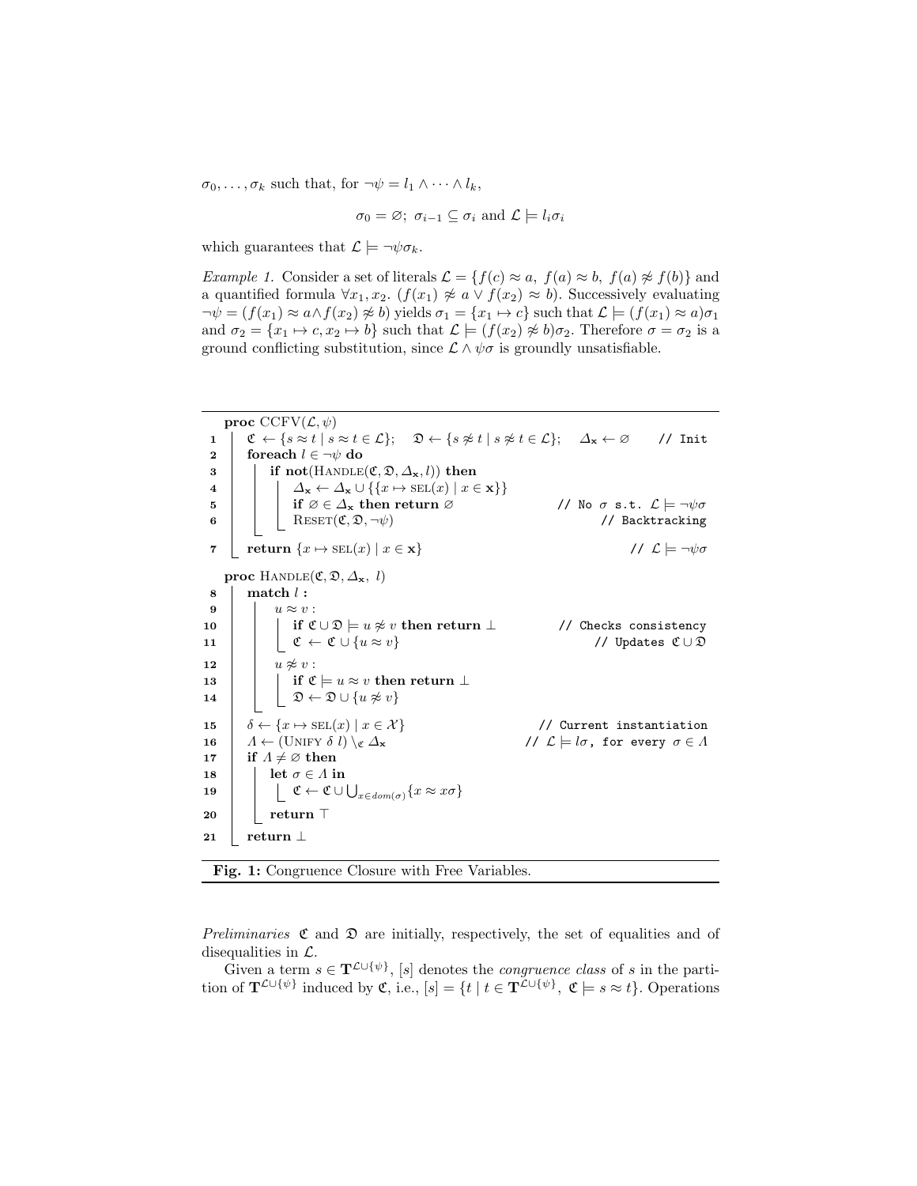$\sigma_0, \ldots, \sigma_k$ such that, for $\neg\psi = l_1 \wedge \cdots \wedge l_k$,

$$\sigma_0 = \varnothing;\ \sigma_{i-1} \subseteq \sigma_i \text{ and } \mathcal{L} \models l_i\sigma_i$$

which guarantees that $\mathcal{L} \models \neg\psi\sigma_k$.

*Example 1.* Consider a set of literals $\mathcal{L} = \{f(c) \approx a,\ f(a) \approx b,\ f(a) \not\approx f(b)\}$ and a quantified formula $\forall x_1, x_2.\ (f(x_1) \not\approx a \vee f(x_2) \approx b)$. Successively evaluating $\neg\psi = (f(x_1) \approx a \wedge f(x_2) \not\approx b)$ yields $\sigma_1 = \{x_1 \mapsto c\}$ such that $\mathcal{L} \models (f(x_1) \approx a)\sigma_1$ and $\sigma_2 = \{x_1 \mapsto c, x_2 \mapsto b\}$ such that $\mathcal{L} \models (f(x_2) \not\approx b)\sigma_2$. Therefore $\sigma = \sigma_2$ is a ground conflicting substitution, since $\mathcal{L} \wedge \psi\sigma$ is groundly unsatisfiable.

```
   proc CCFV(L, ψ)
1  │ C ← {s ≈ t | s ≈ t ∈ L};   D ← {s ≉ t | s ≉ t ∈ L};   Δx ← ∅        // Init
2  │ foreach l ∈ ¬ψ do
3  │ │ if not(Handle(C, D, Δx, l)) then
4  │ │ │ Δx ← Δx ∪ {{x ↦ sel(x) | x ∈ x}}
5  │ │ │ if ∅ ∈ Δx then return ∅                        // No σ s.t. L ⊨ ¬ψσ
6  │ │ │ Reset(C, D, ¬ψ)                                      // Backtracking
7  │ return {x ↦ sel(x) | x ∈ x}                                // L ⊨ ¬ψσ

   proc Handle(C, D, Δx, l)
8  │ match l :
9  │ │ u ≈ v :
10 │ │ │ if C ∪ D ⊨ u ≉ v then return ⊥                // Checks consistency
11 │ │ │ C ← C ∪ {u ≈ v}                                    // Updates C ∪ D
12 │ │ u ≉ v :
13 │ │ │ if C ⊨ u ≈ v then return ⊥
14 │ │ │ D ← D ∪ {u ≉ v}
15 │ δ ← {x ↦ sel(x) | x ∈ X}                          // Current instantiation
16 │ Λ ← (Unify δ l) \_C Δx                          // L ⊨ lσ, for every σ ∈ Λ
17 │ if Λ ≠ ∅ then
18 │ │ let σ ∈ Λ in
19 │ │ │ C ← C ∪ ⋃_{x ∈ dom(σ)} {x ≈ xσ}
20 │ │ return ⊤
21 │ return ⊥
```

**Fig. 1:** Congruence Closure with Free Variables.

*Preliminaries* $\mathfrak{C}$ and $\mathfrak{D}$ are initially, respectively, the set of equalities and of disequalities in $\mathcal{L}$.

Given a term $s \in \mathbf{T}^{\mathcal{L}\cup\{\psi\}}$, $[s]$ denotes the *congruence class* of $s$ in the partition of $\mathbf{T}^{\mathcal{L}\cup\{\psi\}}$ induced by $\mathfrak{C}$, i.e., $[s] = \{t \mid t \in \mathbf{T}^{\mathcal{L}\cup\{\psi\}},\ \mathfrak{C} \models s \approx t\}$. Operations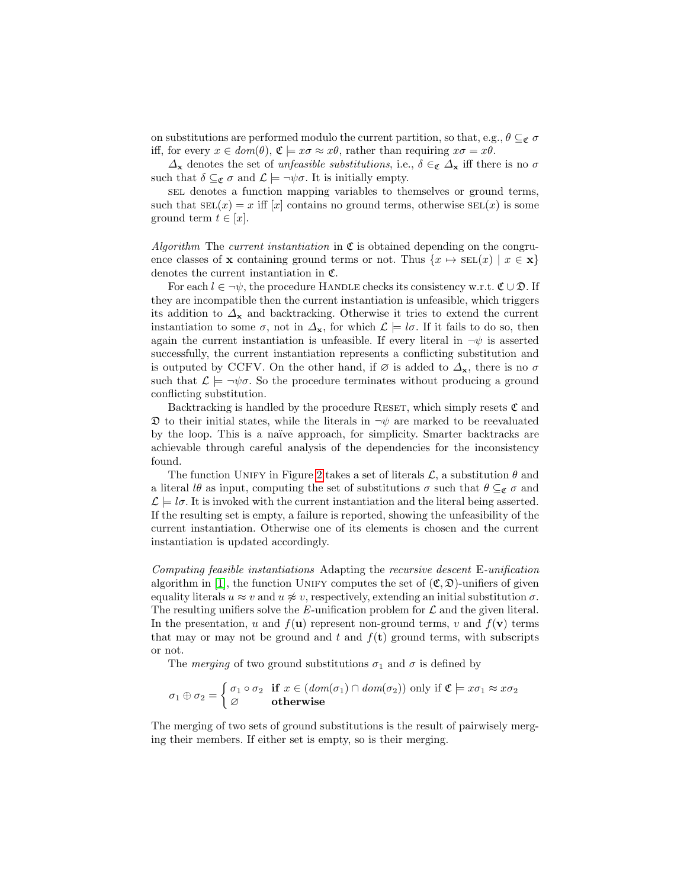on substitutions are performed modulo the current partition, so that, e.g., $\theta \subseteq_{\mathfrak{C}} \sigma$ iff, for every $x \in dom(\theta)$, $\mathfrak{C} \models x\sigma \approx x\theta$, rather than requiring $x\sigma = x\theta$.

$\Delta_{\mathbf{x}}$ denotes the set of *unfeasible substitutions*, i.e., $\delta \in_{\mathfrak{C}} \Delta_{\mathbf{x}}$ iff there is no $\sigma$ such that $\delta \subseteq_{\mathfrak{C}} \sigma$ and $\mathcal{L} \models \neg\psi\sigma$. It is initially empty.

SEL denotes a function mapping variables to themselves or ground terms, such that $\text{SEL}(x) = x$ iff $[x]$ contains no ground terms, otherwise $\text{SEL}(x)$ is some ground term $t \in [x]$.

*Algorithm* The *current instantiation* in $\mathfrak{C}$ is obtained depending on the congruence classes of $\mathbf{x}$ containing ground terms or not. Thus $\{x \mapsto \text{SEL}(x) \mid x \in \mathbf{x}\}$ denotes the current instantiation in $\mathfrak{C}$.

For each $l \in \neg\psi$, the procedure HANDLE checks its consistency w.r.t. $\mathfrak{C} \cup \mathfrak{D}$. If they are incompatible then the current instantiation is unfeasible, which triggers its addition to $\Delta_{\mathbf{x}}$ and backtracking. Otherwise it tries to extend the current instantiation to some $\sigma$, not in $\Delta_{\mathbf{x}}$, for which $\mathcal{L} \models l\sigma$. If it fails to do so, then again the current instantiation is unfeasible. If every literal in $\neg\psi$ is asserted successfully, the current instantiation represents a conflicting substitution and is outputed by CCFV. On the other hand, if $\varnothing$ is added to $\Delta_{\mathbf{x}}$, there is no $\sigma$ such that $\mathcal{L} \models \neg\psi\sigma$. So the procedure terminates without producing a ground conflicting substitution.

Backtracking is handled by the procedure RESET, which simply resets $\mathfrak{C}$ and $\mathfrak{D}$ to their initial states, while the literals in $\neg\psi$ are marked to be reevaluated by the loop. This is a naïve approach, for simplicity. Smarter backtracks are achievable through careful analysis of the dependencies for the inconsistency found.

The function UNIFY in Figure 2 takes a set of literals $\mathcal{L}$, a substitution $\theta$ and a literal $l\theta$ as input, computing the set of substitutions $\sigma$ such that $\theta \subseteq_{\mathfrak{C}} \sigma$ and $\mathcal{L} \models l\sigma$. It is invoked with the current instantiation and the literal being asserted. If the resulting set is empty, a failure is reported, showing the unfeasibility of the current instantiation. Otherwise one of its elements is chosen and the current instantiation is updated accordingly.

*Computing feasible instantiations* Adapting the *recursive descent* E-*unification* algorithm in [1], the function UNIFY computes the set of $(\mathfrak{C}, \mathfrak{D})$-unifiers of given equality literals $u \approx v$ and $u \not\approx v$, respectively, extending an initial substitution $\sigma$. The resulting unifiers solve the $E$-unification problem for $\mathcal{L}$ and the given literal. In the presentation, $u$ and $f(\mathbf{u})$ represent non-ground terms, $v$ and $f(\mathbf{v})$ terms that may or may not be ground and $t$ and $f(\mathbf{t})$ ground terms, with subscripts or not.

The *merging* of two ground substitutions $\sigma_1$ and $\sigma$ is defined by

$$\sigma_1 \oplus \sigma_2 = \begin{cases} \sigma_1 \circ \sigma_2 & \textbf{if } x \in (dom(\sigma_1) \cap dom(\sigma_2)) \text{ only if } \mathfrak{C} \models x\sigma_1 \approx x\sigma_2 \\ \varnothing & \textbf{otherwise} \end{cases}$$

The merging of two sets of ground substitutions is the result of pairwisely merging their members. If either set is empty, so is their merging.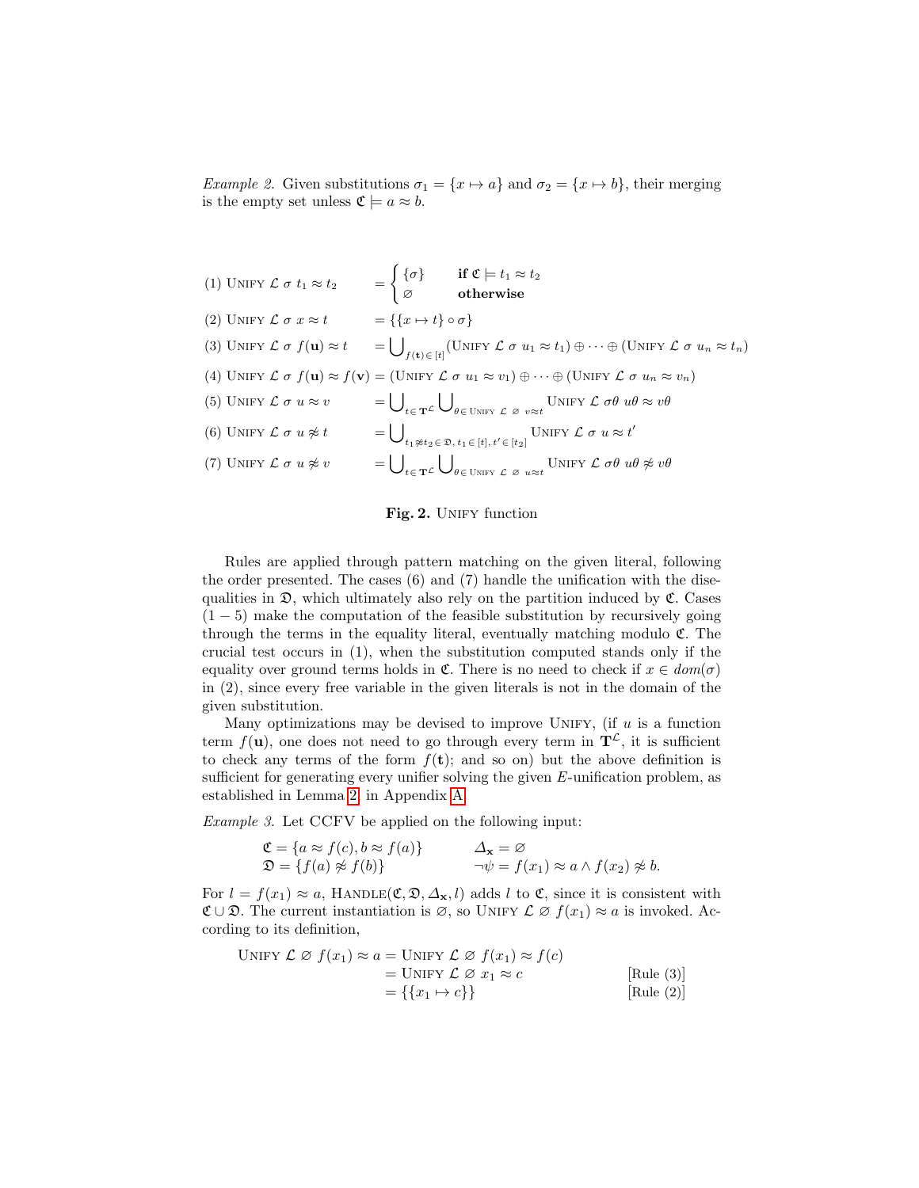*Example 2.* Given substitutions $\sigma_1 = \{x \mapsto a\}$ and $\sigma_2 = \{x \mapsto b\}$, their merging is the empty set unless $\mathfrak{C} \models a \approx b$.

$$
\begin{aligned}
&(1)\ \textsc{Unify}\ \mathcal{L}\ \sigma\ t_1 \approx t_2 &&= \begin{cases} \{\sigma\} & \textbf{if } \mathfrak{C} \models t_1 \approx t_2 \\ \varnothing & \textbf{otherwise} \end{cases} \\
&(2)\ \textsc{Unify}\ \mathcal{L}\ \sigma\ x \approx t &&= \{\{x \mapsto t\} \circ \sigma\} \\
&(3)\ \textsc{Unify}\ \mathcal{L}\ \sigma\ f(\mathbf{u}) \approx t &&= \bigcup\nolimits_{f(\mathbf{t}) \in [t]} (\textsc{Unify}\ \mathcal{L}\ \sigma\ u_1 \approx t_1) \oplus \cdots \oplus (\textsc{Unify}\ \mathcal{L}\ \sigma\ u_n \approx t_n) \\
&(4)\ \textsc{Unify}\ \mathcal{L}\ \sigma\ f(\mathbf{u}) \approx f(\mathbf{v}) &&= (\textsc{Unify}\ \mathcal{L}\ \sigma\ u_1 \approx v_1) \oplus \cdots \oplus (\textsc{Unify}\ \mathcal{L}\ \sigma\ u_n \approx v_n) \\
&(5)\ \textsc{Unify}\ \mathcal{L}\ \sigma\ u \approx v &&= \bigcup\nolimits_{t \in \mathbf{T}^{\mathcal{L}}} \bigcup\nolimits_{\theta \in \textsc{Unify}\ \mathcal{L}\ \varnothing\ v \approx t} \textsc{Unify}\ \mathcal{L}\ \sigma\theta\ u\theta \approx v\theta \\
&(6)\ \textsc{Unify}\ \mathcal{L}\ \sigma\ u \not\approx t &&= \bigcup\nolimits_{t_1 \not\approx t_2 \in \mathfrak{D},\ t_1 \in [t],\ t' \in [t_2]} \textsc{Unify}\ \mathcal{L}\ \sigma\ u \approx t' \\
&(7)\ \textsc{Unify}\ \mathcal{L}\ \sigma\ u \not\approx v &&= \bigcup\nolimits_{t \in \mathbf{T}^{\mathcal{L}}} \bigcup\nolimits_{\theta \in \textsc{Unify}\ \mathcal{L}\ \varnothing\ u \approx t} \textsc{Unify}\ \mathcal{L}\ \sigma\theta\ u\theta \not\approx v\theta
\end{aligned}
$$

**Fig. 2.** Unify function

Rules are applied through pattern matching on the given literal, following the order presented. The cases (6) and (7) handle the unification with the disequalities in $\mathfrak{D}$, which ultimately also rely on the partition induced by $\mathfrak{C}$. Cases $(1-5)$ make the computation of the feasible substitution by recursively going through the terms in the equality literal, eventually matching modulo $\mathfrak{C}$. The crucial test occurs in (1), when the substitution computed stands only if the equality over ground terms holds in $\mathfrak{C}$. There is no need to check if $x \in dom(\sigma)$ in (2), since every free variable in the given literals is not in the domain of the given substitution.

Many optimizations may be devised to improve Unify, (if $u$ is a function term $f(\mathbf{u})$, one does not need to go through every term in $\mathbf{T}^{\mathcal{L}}$, it is sufficient to check any terms of the form $f(\mathbf{t})$; and so on) but the above definition is sufficient for generating every unifier solving the given $E$-unification problem, as established in Lemma 2 in Appendix A.

*Example 3.* Let CCFV be applied on the following input:

$$
\begin{aligned}
\mathfrak{C} &= \{a \approx f(c), b \approx f(a)\} & \Delta_{\mathbf{x}} &= \varnothing \\
\mathfrak{D} &= \{f(a) \not\approx f(b)\} & \neg\psi &= f(x_1) \approx a \wedge f(x_2) \not\approx b.
\end{aligned}
$$

For $l = f(x_1) \approx a$, Handle$(\mathfrak{C}, \mathfrak{D}, \Delta_{\mathbf{x}}, l)$ adds $l$ to $\mathfrak{C}$, since it is consistent with $\mathfrak{C} \cup \mathfrak{D}$. The current instantiation is $\varnothing$, so Unify $\mathcal{L}\ \varnothing\ f(x_1) \approx a$ is invoked. According to its definition,

$$
\begin{aligned}
\textsc{Unify}\ \mathcal{L}\ \varnothing\ f(x_1) \approx a &= \textsc{Unify}\ \mathcal{L}\ \varnothing\ f(x_1) \approx f(c) \\
&= \textsc{Unify}\ \mathcal{L}\ \varnothing\ x_1 \approx c && \text{[Rule (3)]} \\
&= \{\{x_1 \mapsto c\}\} && \text{[Rule (2)]}
\end{aligned}
$$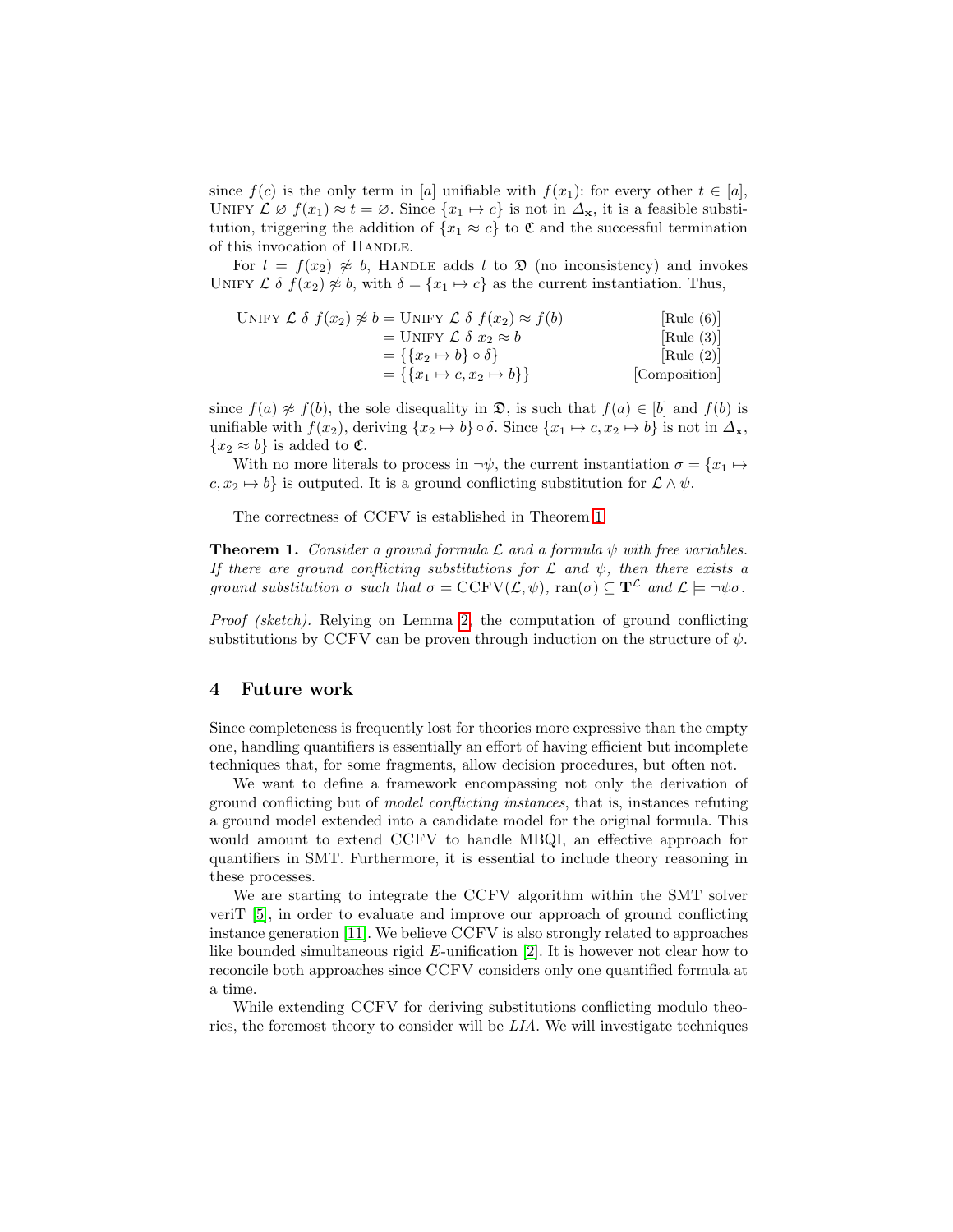since $f(c)$ is the only term in $[a]$ unifiable with $f(x_1)$: for every other $t \in [a]$, $\textsc{Unify}\ \mathcal{L}\ \varnothing\ f(x_1) \approx t = \varnothing$. Since $\{x_1 \mapsto c\}$ is not in $\Delta_{\mathbf{x}}$, it is a feasible substitution, triggering the addition of $\{x_1 \approx c\}$ to $\mathfrak{C}$ and the successful termination of this invocation of $\textsc{Handle}$.

For $l = f(x_2) \not\approx b$, $\textsc{Handle}$ adds $l$ to $\mathfrak{D}$ (no inconsistency) and invokes $\textsc{Unify}\ \mathcal{L}\ \delta\ f(x_2) \not\approx b$, with $\delta = \{x_1 \mapsto c\}$ as the current instantiation. Thus,

$$
\begin{aligned}
\textsc{Unify}\ \mathcal{L}\ \delta\ f(x_2) \not\approx b &= \textsc{Unify}\ \mathcal{L}\ \delta\ f(x_2) \approx f(b) && \text{[Rule (6)]}\\
&= \textsc{Unify}\ \mathcal{L}\ \delta\ x_2 \approx b && \text{[Rule (3)]}\\
&= \{\{x_2 \mapsto b\} \circ \delta\} && \text{[Rule (2)]}\\
&= \{\{x_1 \mapsto c, x_2 \mapsto b\}\} && \text{[Composition]}
\end{aligned}
$$

since $f(a) \not\approx f(b)$, the sole disequality in $\mathfrak{D}$, is such that $f(a) \in [b]$ and $f(b)$ is unifiable with $f(x_2)$, deriving $\{x_2 \mapsto b\} \circ \delta$. Since $\{x_1 \mapsto c, x_2 \mapsto b\}$ is not in $\Delta_{\mathbf{x}}$, $\{x_2 \approx b\}$ is added to $\mathfrak{C}$.

With no more literals to process in $\neg\psi$, the current instantiation $\sigma = \{x_1 \mapsto c, x_2 \mapsto b\}$ is outputed. It is a ground conflicting substitution for $\mathcal{L} \wedge \psi$.

The correctness of CCFV is established in Theorem 1.

**Theorem 1.** *Consider a ground formula $\mathcal{L}$ and a formula $\psi$ with free variables. If there are ground conflicting substitutions for $\mathcal{L}$ and $\psi$, then there exists a ground substitution $\sigma$ such that $\sigma = \mathrm{CCFV}(\mathcal{L}, \psi)$, $\mathrm{ran}(\sigma) \subseteq \mathbf{T}^{\mathcal{L}}$ and $\mathcal{L} \models \neg\psi\sigma$.*

*Proof (sketch).* Relying on Lemma 2, the computation of ground conflicting substitutions by CCFV can be proven through induction on the structure of $\psi$.

## 4 Future work

Since completeness is frequently lost for theories more expressive than the empty one, handling quantifiers is essentially an effort of having efficient but incomplete techniques that, for some fragments, allow decision procedures, but often not.

We want to define a framework encompassing not only the derivation of ground conflicting but of *model conflicting instances*, that is, instances refuting a ground model extended into a candidate model for the original formula. This would amount to extend CCFV to handle MBQI, an effective approach for quantifiers in SMT. Furthermore, it is essential to include theory reasoning in these processes.

We are starting to integrate the CCFV algorithm within the SMT solver veriT [5], in order to evaluate and improve our approach of ground conflicting instance generation [11]. We believe CCFV is also strongly related to approaches like bounded simultaneous rigid $E$-unification [2]. It is however not clear how to reconcile both approaches since CCFV considers only one quantified formula at a time.

While extending CCFV for deriving substitutions conflicting modulo theories, the foremost theory to consider will be *LIA*. We will investigate techniques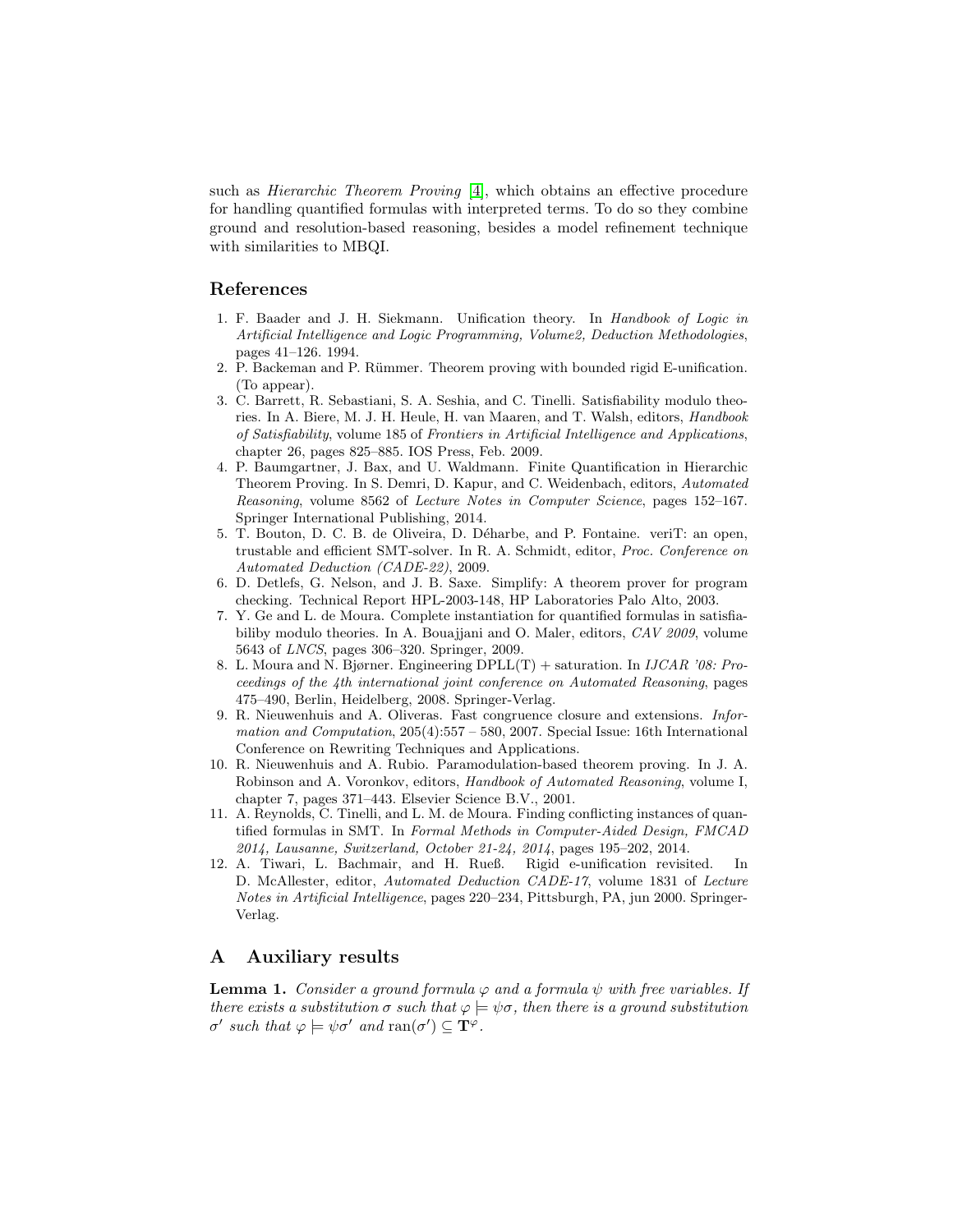such as *Hierarchic Theorem Proving* [4], which obtains an effective procedure for handling quantified formulas with interpreted terms. To do so they combine ground and resolution-based reasoning, besides a model refinement technique with similarities to MBQI.

## References

1. F. Baader and J. H. Siekmann. Unification theory. In *Handbook of Logic in Artificial Intelligence and Logic Programming, Volume2, Deduction Methodologies*, pages 41–126. 1994.
2. P. Backeman and P. Rümmer. Theorem proving with bounded rigid E-unification. (To appear).
3. C. Barrett, R. Sebastiani, S. A. Seshia, and C. Tinelli. Satisfiability modulo theories. In A. Biere, M. J. H. Heule, H. van Maaren, and T. Walsh, editors, *Handbook of Satisfiability*, volume 185 of *Frontiers in Artificial Intelligence and Applications*, chapter 26, pages 825–885. IOS Press, Feb. 2009.
4. P. Baumgartner, J. Bax, and U. Waldmann. Finite Quantification in Hierarchic Theorem Proving. In S. Demri, D. Kapur, and C. Weidenbach, editors, *Automated Reasoning*, volume 8562 of *Lecture Notes in Computer Science*, pages 152–167. Springer International Publishing, 2014.
5. T. Bouton, D. C. B. de Oliveira, D. Déharbe, and P. Fontaine. veriT: an open, trustable and efficient SMT-solver. In R. A. Schmidt, editor, *Proc. Conference on Automated Deduction (CADE-22)*, 2009.
6. D. Detlefs, G. Nelson, and J. B. Saxe. Simplify: A theorem prover for program checking. Technical Report HPL-2003-148, HP Laboratories Palo Alto, 2003.
7. Y. Ge and L. de Moura. Complete instantiation for quantified formulas in satisfiabiliby modulo theories. In A. Bouajjani and O. Maler, editors, *CAV 2009*, volume 5643 of *LNCS*, pages 306–320. Springer, 2009.
8. L. Moura and N. Bjørner. Engineering DPLL(T) + saturation. In *IJCAR '08: Proceedings of the 4th international joint conference on Automated Reasoning*, pages 475–490, Berlin, Heidelberg, 2008. Springer-Verlag.
9. R. Nieuwenhuis and A. Oliveras. Fast congruence closure and extensions. *Information and Computation*, 205(4):557 – 580, 2007. Special Issue: 16th International Conference on Rewriting Techniques and Applications.
10. R. Nieuwenhuis and A. Rubio. Paramodulation-based theorem proving. In J. A. Robinson and A. Voronkov, editors, *Handbook of Automated Reasoning*, volume I, chapter 7, pages 371–443. Elsevier Science B.V., 2001.
11. A. Reynolds, C. Tinelli, and L. M. de Moura. Finding conflicting instances of quantified formulas in SMT. In *Formal Methods in Computer-Aided Design, FMCAD 2014, Lausanne, Switzerland, October 21-24, 2014*, pages 195–202, 2014.
12. A. Tiwari, L. Bachmair, and H. Rueß. Rigid e-unification revisited. In D. McAllester, editor, *Automated Deduction CADE-17*, volume 1831 of *Lecture Notes in Artificial Intelligence*, pages 220–234, Pittsburgh, PA, jun 2000. Springer-Verlag.

## A Auxiliary results

**Lemma 1.** *Consider a ground formula $\varphi$ and a formula $\psi$ with free variables. If there exists a substitution $\sigma$ such that $\varphi \models \psi\sigma$, then there is a ground substitution $\sigma'$ such that $\varphi \models \psi\sigma'$ and $\operatorname{ran}(\sigma') \subseteq \mathbf{T}^{\varphi}$.*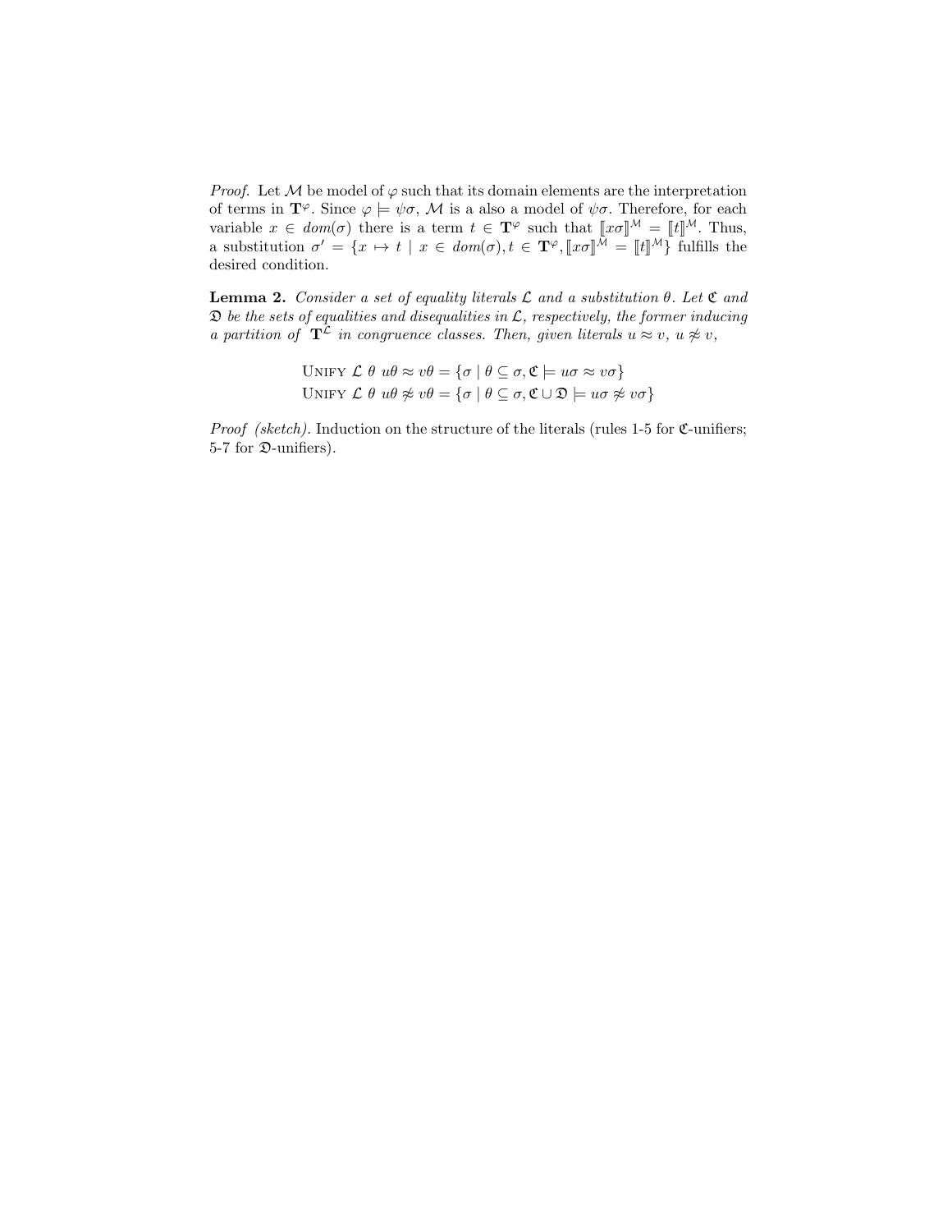*Proof.* Let $\mathcal{M}$ be model of $\varphi$ such that its domain elements are the interpretation of terms in $\mathbf{T}^{\varphi}$. Since $\varphi \models \psi\sigma$, $\mathcal{M}$ is a also a model of $\psi\sigma$. Therefore, for each variable $x \in dom(\sigma)$ there is a term $t \in \mathbf{T}^{\varphi}$ such that $[\![x\sigma]\!]^{\mathcal{M}} = [\![t]\!]^{\mathcal{M}}$. Thus, a substitution $\sigma' = \{x \mapsto t \mid x \in dom(\sigma), t \in \mathbf{T}^{\varphi}, [\![x\sigma]\!]^{\mathcal{M}} = [\![t]\!]^{\mathcal{M}}\}$ fulfills the desired condition.

**Lemma 2.** *Consider a set of equality literals $\mathcal{L}$ and a substitution $\theta$. Let $\mathfrak{C}$ and $\mathfrak{D}$ be the sets of equalities and disequalities in $\mathcal{L}$, respectively, the former inducing a partition of $\mathbf{T}^{\mathcal{L}}$ in congruence classes. Then, given literals $u \approx v$, $u \not\approx v$,*

$$\textsc{Unify}\ \mathcal{L}\ \theta\ u\theta \approx v\theta = \{\sigma \mid \theta \subseteq \sigma, \mathfrak{C} \models u\sigma \approx v\sigma\}$$
$$\textsc{Unify}\ \mathcal{L}\ \theta\ u\theta \not\approx v\theta = \{\sigma \mid \theta \subseteq \sigma, \mathfrak{C} \cup \mathfrak{D} \models u\sigma \not\approx v\sigma\}$$

*Proof (sketch).* Induction on the structure of the literals (rules 1-5 for $\mathfrak{C}$-unifiers; 5-7 for $\mathfrak{D}$-unifiers).